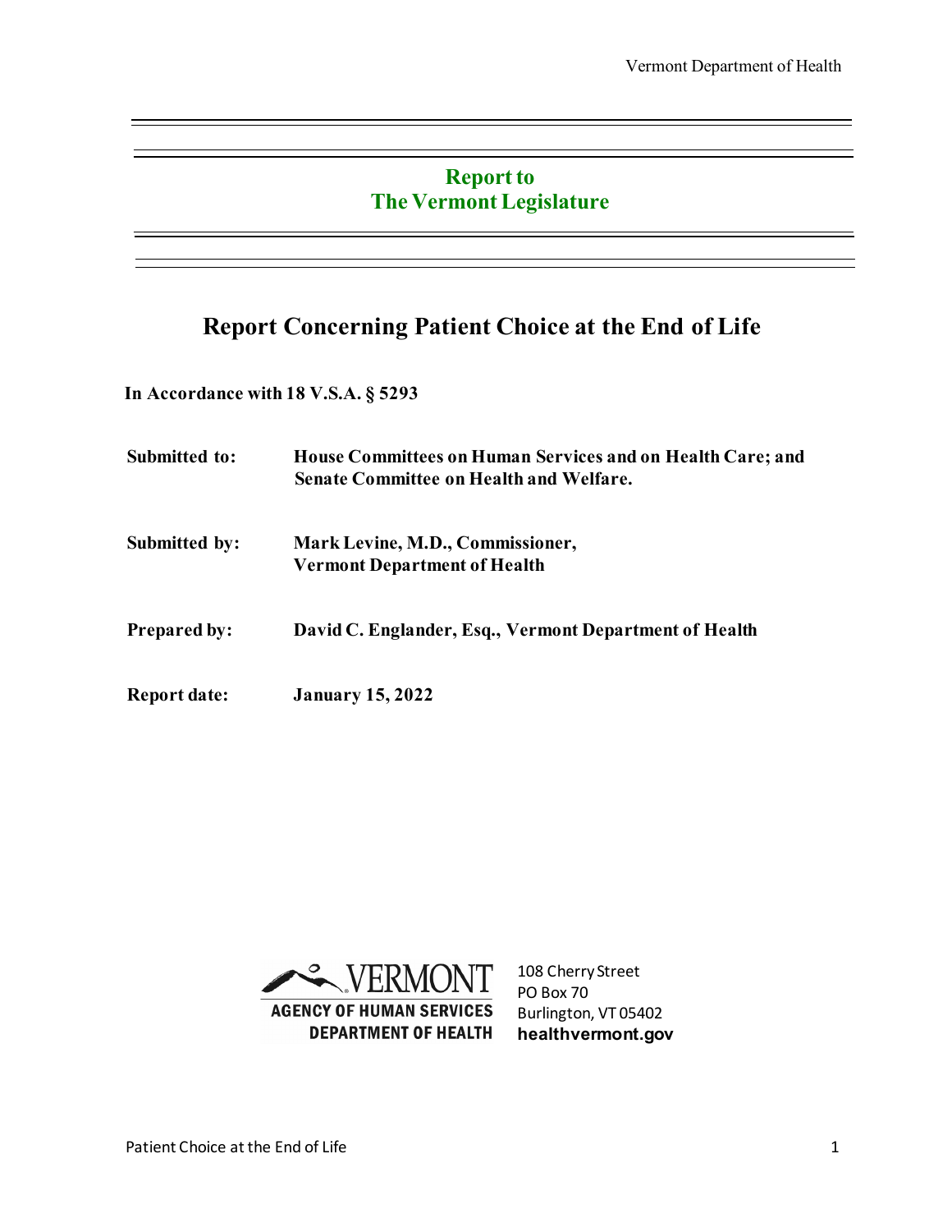**Report to**
**The Vermont Legislature**

# Report Concerning Patient Choice at the End of Life

**In Accordance with 18 V.S.A. § 5293**

**Submitted to:** **House Committees on Human Services and on Health Care; and Senate Committee on Health and Welfare.**

**Submitted by:** **Mark Levine, M.D., Commissioner, Vermont Department of Health**

**Prepared by:** **David C. Englander, Esq., Vermont Department of Health**

**Report date:** **January 15, 2022**

VERMONT
AGENCY OF HUMAN SERVICES
DEPARTMENT OF HEALTH

108 Cherry Street
PO Box 70
Burlington, VT 05402
**healthvermont.gov**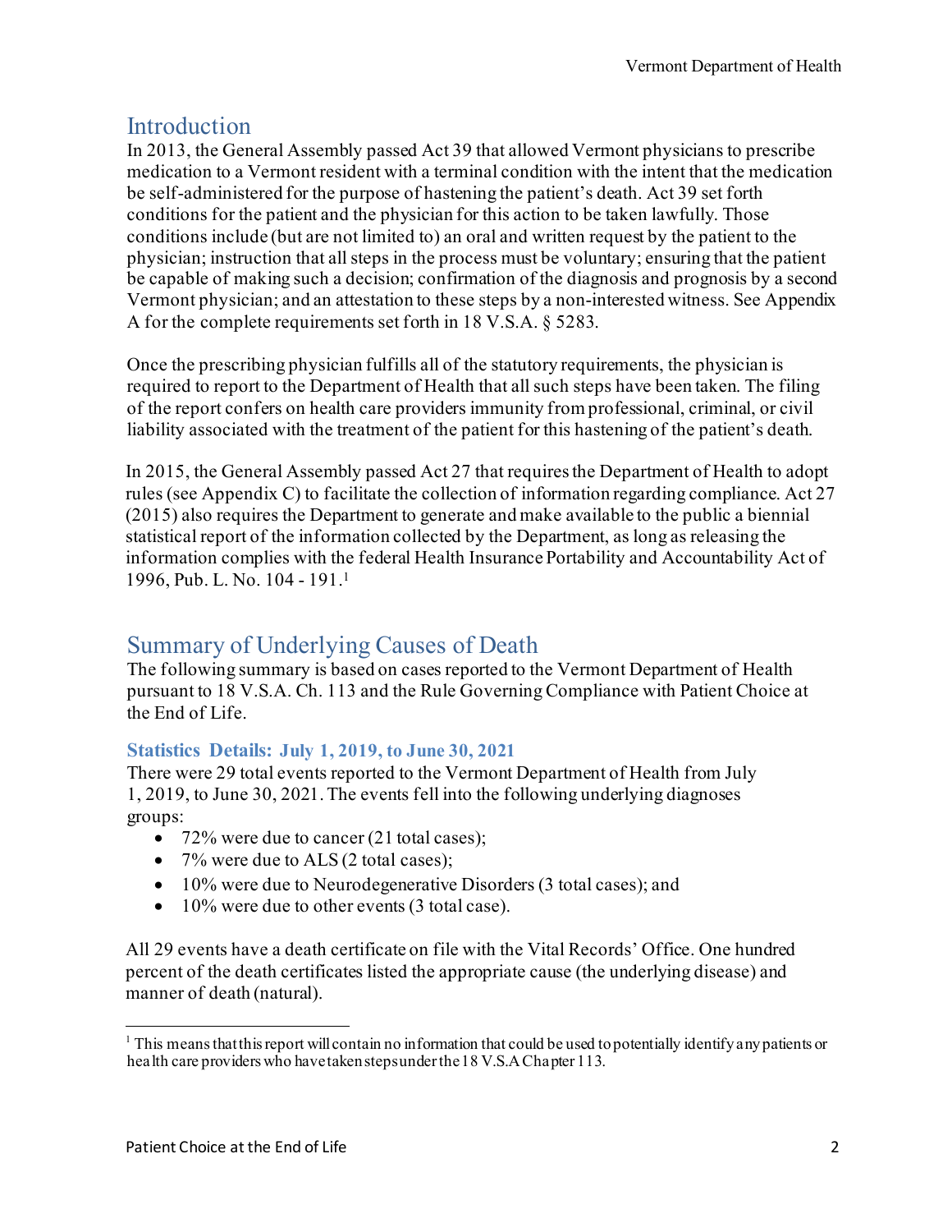## Introduction

In 2013, the General Assembly passed Act 39 that allowed Vermont physicians to prescribe medication to a Vermont resident with a terminal condition with the intent that the medication be self-administered for the purpose of hastening the patient's death. Act 39 set forth conditions for the patient and the physician for this action to be taken lawfully. Those conditions include (but are not limited to) an oral and written request by the patient to the physician; instruction that all steps in the process must be voluntary; ensuring that the patient be capable of making such a decision; confirmation of the diagnosis and prognosis by a second Vermont physician; and an attestation to these steps by a non-interested witness. See Appendix A for the complete requirements set forth in 18 V.S.A. § 5283.

Once the prescribing physician fulfills all of the statutory requirements, the physician is required to report to the Department of Health that all such steps have been taken. The filing of the report confers on health care providers immunity from professional, criminal, or civil liability associated with the treatment of the patient for this hastening of the patient's death.

In 2015, the General Assembly passed Act 27 that requires the Department of Health to adopt rules (see Appendix C) to facilitate the collection of information regarding compliance. Act 27 (2015) also requires the Department to generate and make available to the public a biennial statistical report of the information collected by the Department, as long as releasing the information complies with the federal Health Insurance Portability and Accountability Act of 1996, Pub. L. No. 104 - 191.[1]

## Summary of Underlying Causes of Death

The following summary is based on cases reported to the Vermont Department of Health pursuant to 18 V.S.A. Ch. 113 and the Rule Governing Compliance with Patient Choice at the End of Life.

### Statistics Details: July 1, 2019, to June 30, 2021

There were 29 total events reported to the Vermont Department of Health from July 1, 2019, to June 30, 2021. The events fell into the following underlying diagnoses groups:

- 72% were due to cancer (21 total cases);
- 7% were due to ALS (2 total cases);
- 10% were due to Neurodegenerative Disorders (3 total cases); and
- 10% were due to other events (3 total case).

All 29 events have a death certificate on file with the Vital Records' Office. One hundred percent of the death certificates listed the appropriate cause (the underlying disease) and manner of death (natural).

[1] This means that this report will contain no information that could be used to potentially identify any patients or health care providers who have taken steps under the 18 V.S.A Chapter 113.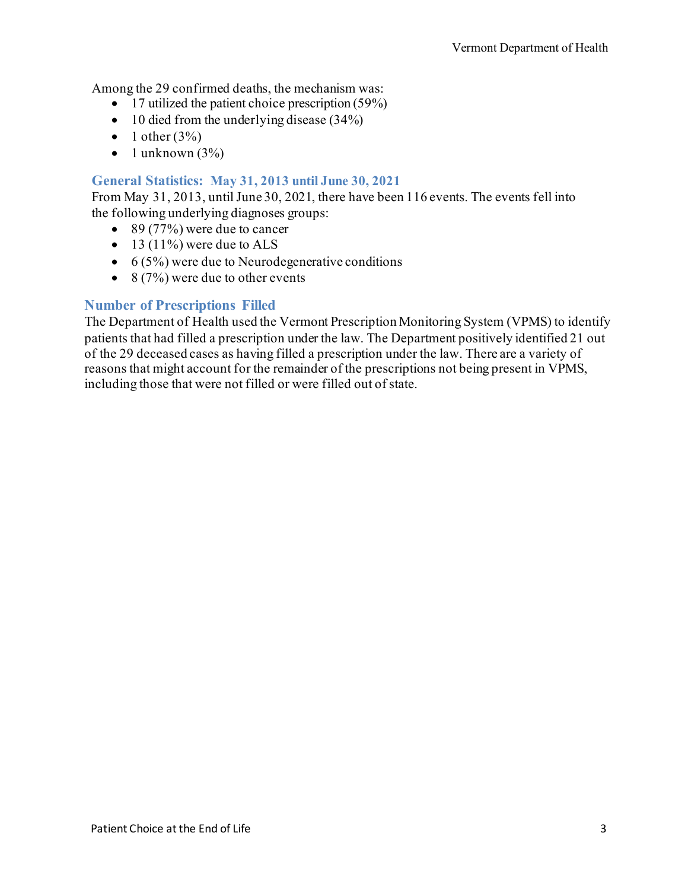Among the 29 confirmed deaths, the mechanism was:

- 17 utilized the patient choice prescription (59%)
- 10 died from the underlying disease (34%)
- 1 other (3%)
- 1 unknown (3%)

### General Statistics: May 31, 2013 until June 30, 2021

From May 31, 2013, until June 30, 2021, there have been 116 events. The events fell into the following underlying diagnoses groups:

- 89 (77%) were due to cancer
- 13 (11%) were due to ALS
- 6 (5%) were due to Neurodegenerative conditions
- 8 (7%) were due to other events

### Number of Prescriptions Filled

The Department of Health used the Vermont Prescription Monitoring System (VPMS) to identify patients that had filled a prescription under the law. The Department positively identified 21 out of the 29 deceased cases as having filled a prescription under the law. There are a variety of reasons that might account for the remainder of the prescriptions not being present in VPMS, including those that were not filled or were filled out of state.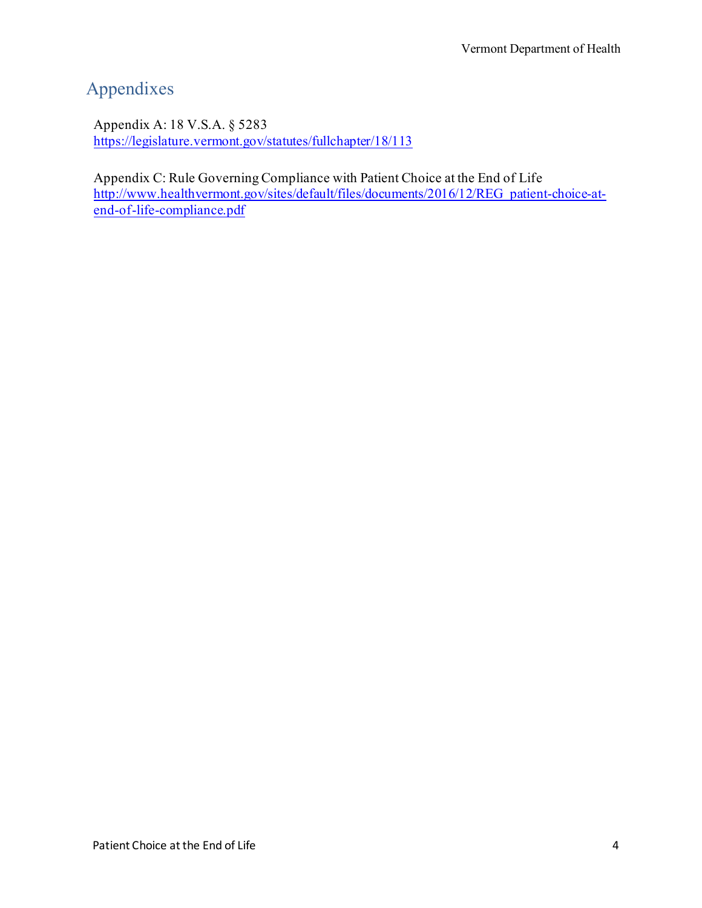# Appendixes

Appendix A: 18 V.S.A. § 5283
https://legislature.vermont.gov/statutes/fullchapter/18/113

Appendix C: Rule Governing Compliance with Patient Choice at the End of Life
http://www.healthvermont.gov/sites/default/files/documents/2016/12/REG_patient-choice-at-end-of-life-compliance.pdf